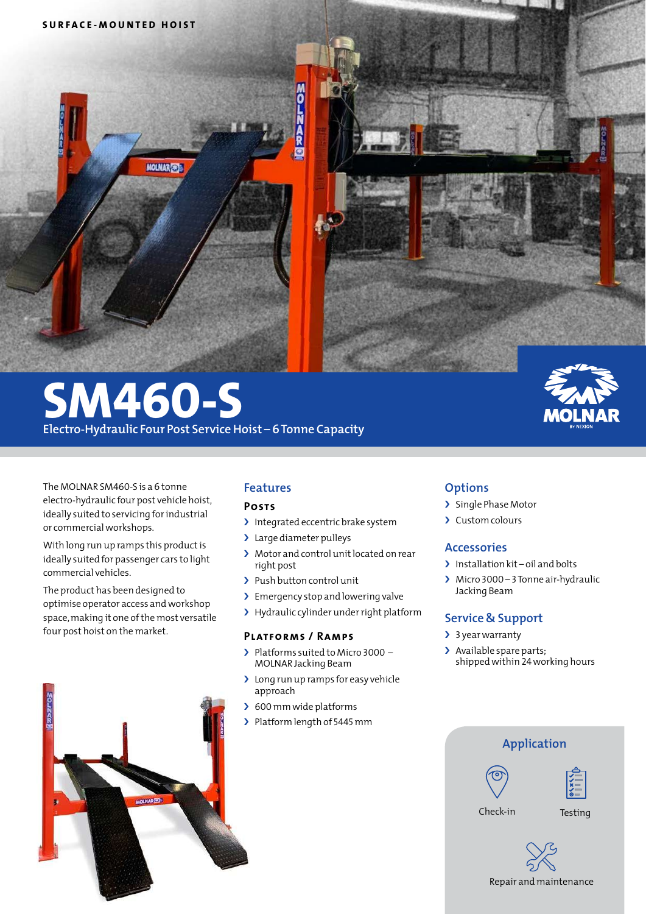SURFACE-MOUNTED HOIST

# SM460-S

Electro-Hydraulic Four Post Service Hoist – 6 Tonne Capacity

The MOLNAR SM460-S is a 6 tonne electro-hydraulic four post vehicle hoist, ideally suited to servicing for industrial or commercial workshops.

With long run up ramps this product is ideally suited for passenger cars to light commercial vehicles.

The product has been designed to optimise operator access and workshop space, making it one of the most versatile four post hoist on the market.

## Features

### Posts

- Integrated eccentric brake system
- Large diameter pulleys
- Motor and control unit located on rear right post
- Push button control unit
- Emergency stop and lowering valve
- Hydraulic cylinder under right platform

### Platforms / Ramps

- Platforms suited to Micro 3000 – MOLNAR Jacking Beam
- Long run up ramps for easy vehicle approach
- 600 mm wide platforms
- Platform length of 5445 mm

## Options

- Single Phase Motor
- Custom colours

## Accessories

- Installation kit – oil and bolts
- Micro 3000 – 3 Tonne air-hydraulic Jacking Beam

## Service & Support

- 3 year warranty
- Available spare parts; shipped within 24 working hours

## Application

- Check-in
- Testing
- Repair and maintenance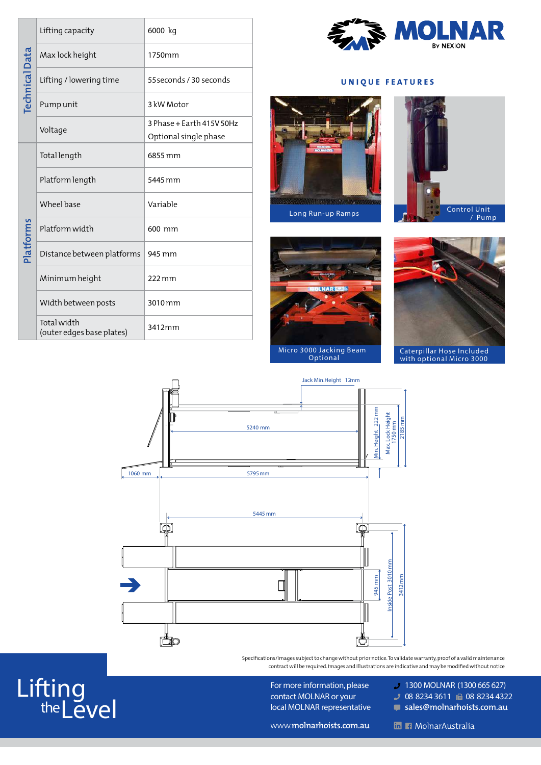| | | |
|---|---|---|
| Technical Data | Lifting capacity | 6000 kg |
| | Max lock height | 1750mm |
| | Lifting / lowering time | 55 seconds / 30 seconds |
| | Pump unit | 3 kW Motor |
| | Voltage | 3 Phase + Earth 415V 50Hz<br>Optional single phase |
| Platforms | Total length | 6855 mm |
| | Platform length | 5445 mm |
| | Wheel base | Variable |
| | Platform width | 600 mm |
| | Distance between platforms | 945 mm |
| | Minimum height | 222 mm |
| | Width between posts | 3010 mm |
| | Total width (outer edges base plates) | 3412mm |

MOLNAR
By NEXION

## UNIQUE FEATURES

Long Run-up Ramps

Control Unit / Pump

Micro 3000 Jacking Beam Optional

Caterpillar Hose Included with optional Micro 3000

Jack Min.Height 12mm
5240 mm
Min. Height 222 mm
Max. Lock Height 1750 mm
2185 mm
1060 mm
5795 mm
5445 mm
945 mm
Inside Post 3010 mm
3412 mm

Specifications/Images subject to change without prior notice. To validate warranty, proof of a valid maintenance contract will be required. Images and illustrations are indicative and may be modified without notice

Lifting the Level

For more information, please contact MOLNAR or your local MOLNAR representative

www.molnarhoists.com.au

1300 MOLNAR (1300 665 627)
08 8234 3611 08 8234 4322
sales@molnarhoists.com.au
MolnarAustralia